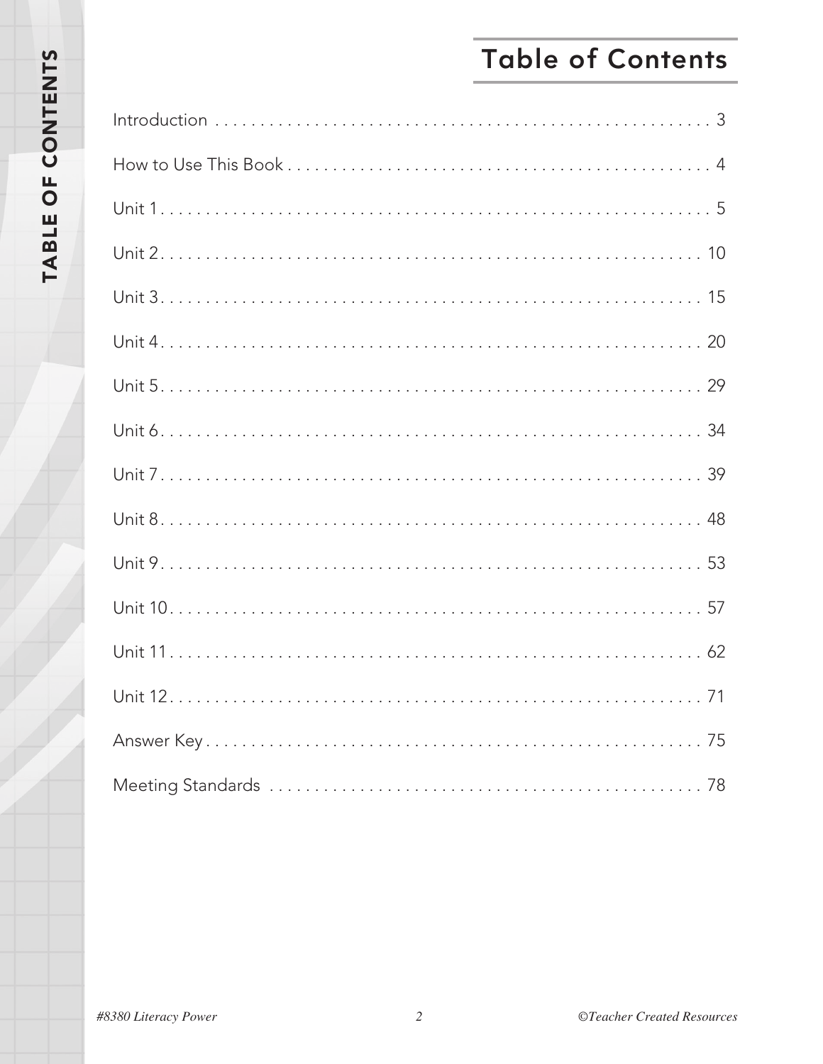# Table of Contents

| | |
|---|---|
| Introduction | 3 |
| How to Use This Book | 4 |
| Unit 1 | 5 |
| Unit 2 | 10 |
| Unit 3 | 15 |
| Unit 4 | 20 |
| Unit 5 | 29 |
| Unit 6 | 34 |
| Unit 7 | 39 |
| Unit 8 | 48 |
| Unit 9 | 53 |
| Unit 10 | 57 |
| Unit 11 | 62 |
| Unit 12 | 71 |
| Answer Key | 75 |
| Meeting Standards | 78 |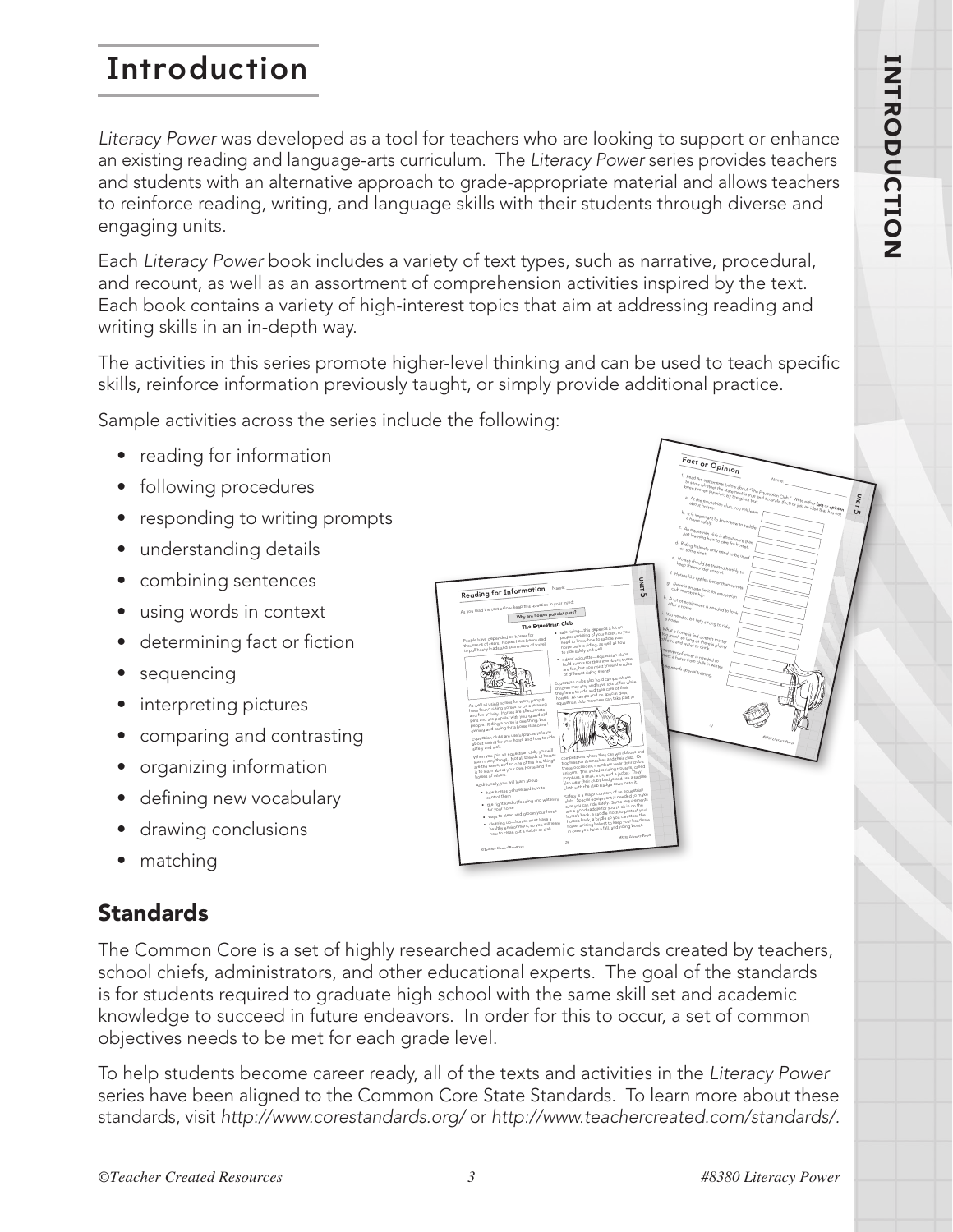# Introduction

*Literacy Power* was developed as a tool for teachers who are looking to support or enhance an existing reading and language-arts curriculum. The *Literacy Power* series provides teachers and students with an alternative approach to grade-appropriate material and allows teachers to reinforce reading, writing, and language skills with their students through diverse and engaging units.

Each *Literacy Power* book includes a variety of text types, such as narrative, procedural, and recount, as well as an assortment of comprehension activities inspired by the text. Each book contains a variety of high-interest topics that aim at addressing reading and writing skills in an in-depth way.

The activities in this series promote higher-level thinking and can be used to teach specific skills, reinforce information previously taught, or simply provide additional practice.

Sample activities across the series include the following:

- reading for information
- following procedures
- responding to writing prompts
- understanding details
- combining sentences
- using words in context
- determining fact or fiction
- sequencing
- interpreting pictures
- comparing and contrasting
- organizing information
- defining new vocabulary
- drawing conclusions
- matching

## Standards

The Common Core is a set of highly researched academic standards created by teachers, school chiefs, administrators, and other educational experts. The goal of the standards is for students required to graduate high school with the same skill set and academic knowledge to succeed in future endeavors. In order for this to occur, a set of common objectives needs to be met for each grade level.

To help students become career ready, all of the texts and activities in the *Literacy Power* series have been aligned to the Common Core State Standards. To learn more about these standards, visit *http://www.corestandards.org/* or *http://www.teachercreated.com/standards/*.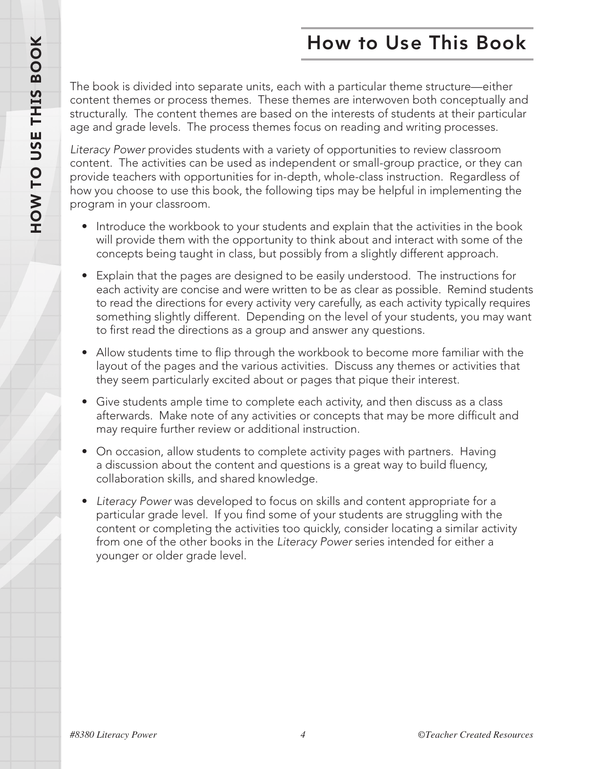# How to Use This Book

The book is divided into separate units, each with a particular theme structure—either content themes or process themes. These themes are interwoven both conceptually and structurally. The content themes are based on the interests of students at their particular age and grade levels. The process themes focus on reading and writing processes.

*Literacy Power* provides students with a variety of opportunities to review classroom content. The activities can be used as independent or small-group practice, or they can provide teachers with opportunities for in-depth, whole-class instruction. Regardless of how you choose to use this book, the following tips may be helpful in implementing the program in your classroom.

- Introduce the workbook to your students and explain that the activities in the book will provide them with the opportunity to think about and interact with some of the concepts being taught in class, but possibly from a slightly different approach.
- Explain that the pages are designed to be easily understood. The instructions for each activity are concise and were written to be as clear as possible. Remind students to read the directions for every activity very carefully, as each activity typically requires something slightly different. Depending on the level of your students, you may want to first read the directions as a group and answer any questions.
- Allow students time to flip through the workbook to become more familiar with the layout of the pages and the various activities. Discuss any themes or activities that they seem particularly excited about or pages that pique their interest.
- Give students ample time to complete each activity, and then discuss as a class afterwards. Make note of any activities or concepts that may be more difficult and may require further review or additional instruction.
- On occasion, allow students to complete activity pages with partners. Having a discussion about the content and questions is a great way to build fluency, collaboration skills, and shared knowledge.
- *Literacy Power* was developed to focus on skills and content appropriate for a particular grade level. If you find some of your students are struggling with the content or completing the activities too quickly, consider locating a similar activity from one of the other books in the *Literacy Power* series intended for either a younger or older grade level.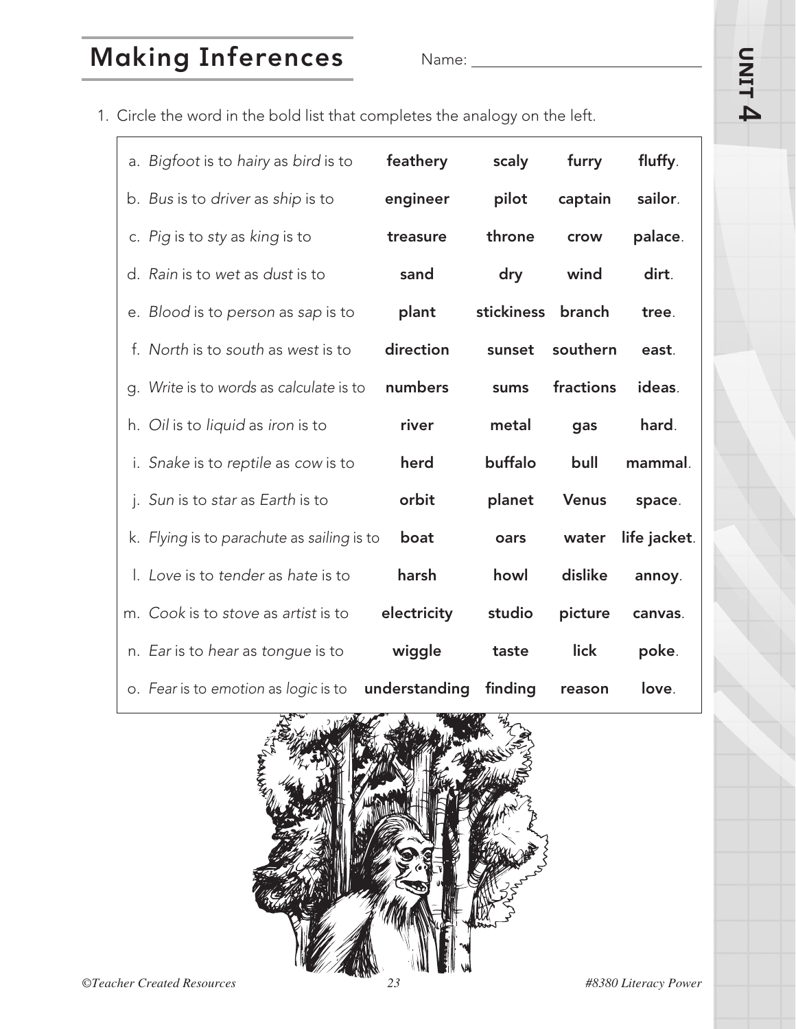# Making Inferences

Name: ______________________________

1. Circle the word in the bold list that completes the analogy on the left.

| | | | | |
|---|---|---|---|---|
| a. *Bigfoot* is to *hairy* as *bird* is to | **feathery** | **scaly** | **furry** | **fluffy**. |
| b. *Bus* is to *driver* as *ship* is to | **engineer** | **pilot** | **captain** | **sailor**. |
| c. *Pig* is to *sty* as *king* is to | **treasure** | **throne** | **crow** | **palace**. |
| d. *Rain* is to *wet* as *dust* is to | **sand** | **dry** | **wind** | **dirt**. |
| e. *Blood* is to *person* as *sap* is to | **plant** | **stickiness** | **branch** | **tree**. |
| f. *North* is to *south* as *west* is to | **direction** | **sunset** | **southern** | **east**. |
| g. *Write* is to *words* as *calculate* is to | **numbers** | **sums** | **fractions** | **ideas**. |
| h. *Oil* is to *liquid* as *iron* is to | **river** | **metal** | **gas** | **hard**. |
| i. *Snake* is to *reptile* as *cow* is to | **herd** | **buffalo** | **bull** | **mammal**. |
| j. *Sun* is to *star* as *Earth* is to | **orbit** | **planet** | **Venus** | **space**. |
| k. *Flying* is to *parachute* as *sailing* is to | **boat** | **oars** | **water** | **life jacket**. |
| l. *Love* is to *tender* as *hate* is to | **harsh** | **howl** | **dislike** | **annoy**. |
| m. *Cook* is to *stove* as *artist* is to | **electricity** | **studio** | **picture** | **canvas**. |
| n. *Ear* is to *hear* as *tongue* is to | **wiggle** | **taste** | **lick** | **poke**. |
| o. *Fear* is to *emotion* as *logic* is to | **understanding** | **finding** | **reason** | **love**. |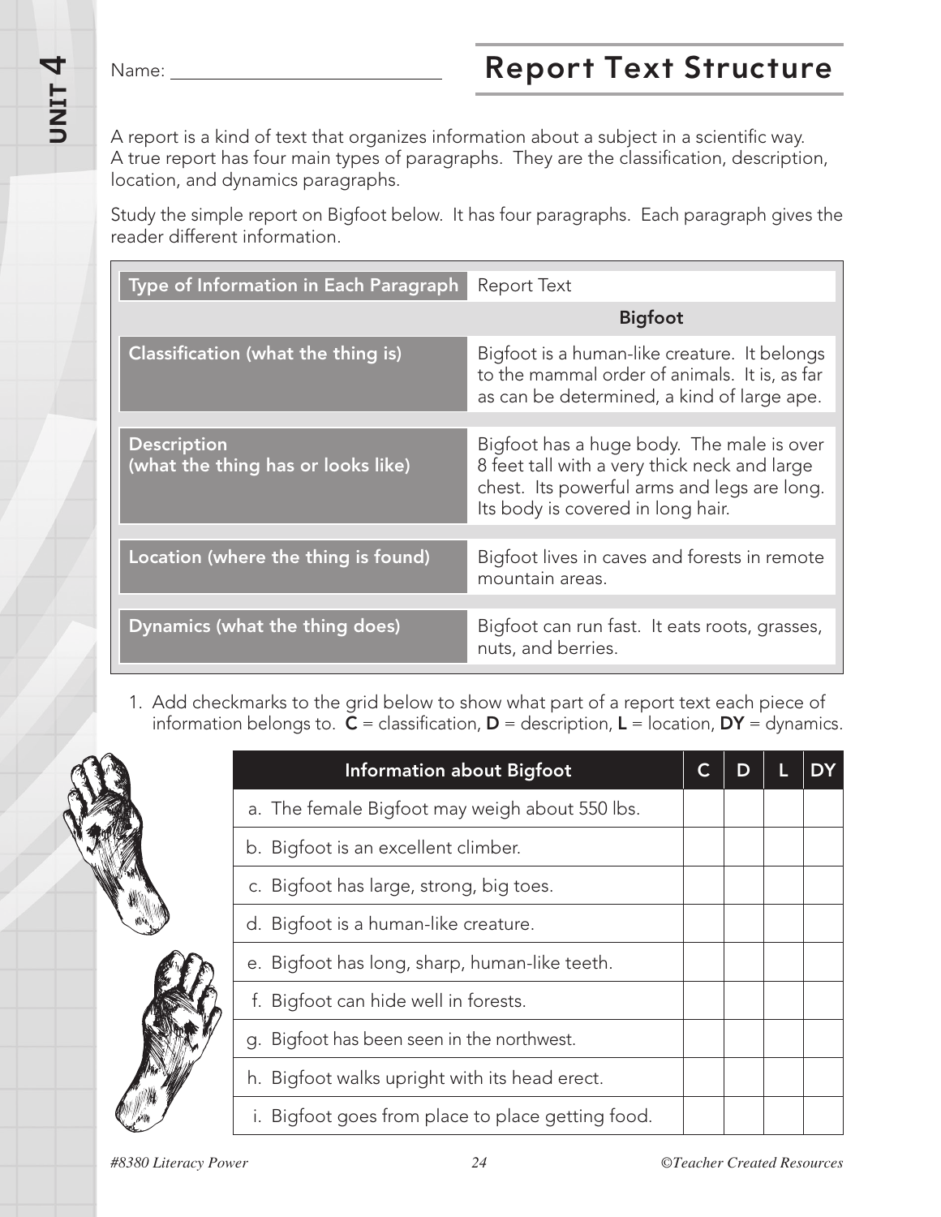Name: ______________________________

# Report Text Structure

A report is a kind of text that organizes information about a subject in a scientific way. A true report has four main types of paragraphs. They are the classification, description, location, and dynamics paragraphs.

Study the simple report on Bigfoot below. It has four paragraphs. Each paragraph gives the reader different information.

| Type of Information in Each Paragraph | Report Text |
|---|---|
| | **Bigfoot** |
| Classification (what the thing is) | Bigfoot is a human-like creature. It belongs to the mammal order of animals. It is, as far as can be determined, a kind of large ape. |
| Description (what the thing has or looks like) | Bigfoot has a huge body. The male is over 8 feet tall with a very thick neck and large chest. Its powerful arms and legs are long. Its body is covered in long hair. |
| Location (where the thing is found) | Bigfoot lives in caves and forests in remote mountain areas. |
| Dynamics (what the thing does) | Bigfoot can run fast. It eats roots, grasses, nuts, and berries. |

1. Add checkmarks to the grid below to show what part of a report text each piece of information belongs to. **C** = classification, **D** = description, **L** = location, **DY** = dynamics.

| Information about Bigfoot | C | D | L | DY |
|---|---|---|---|---|
| a. The female Bigfoot may weigh about 550 lbs. | | | | |
| b. Bigfoot is an excellent climber. | | | | |
| c. Bigfoot has large, strong, big toes. | | | | |
| d. Bigfoot is a human-like creature. | | | | |
| e. Bigfoot has long, sharp, human-like teeth. | | | | |
| f. Bigfoot can hide well in forests. | | | | |
| g. Bigfoot has been seen in the northwest. | | | | |
| h. Bigfoot walks upright with its head erect. | | | | |
| i. Bigfoot goes from place to place getting food. | | | | |